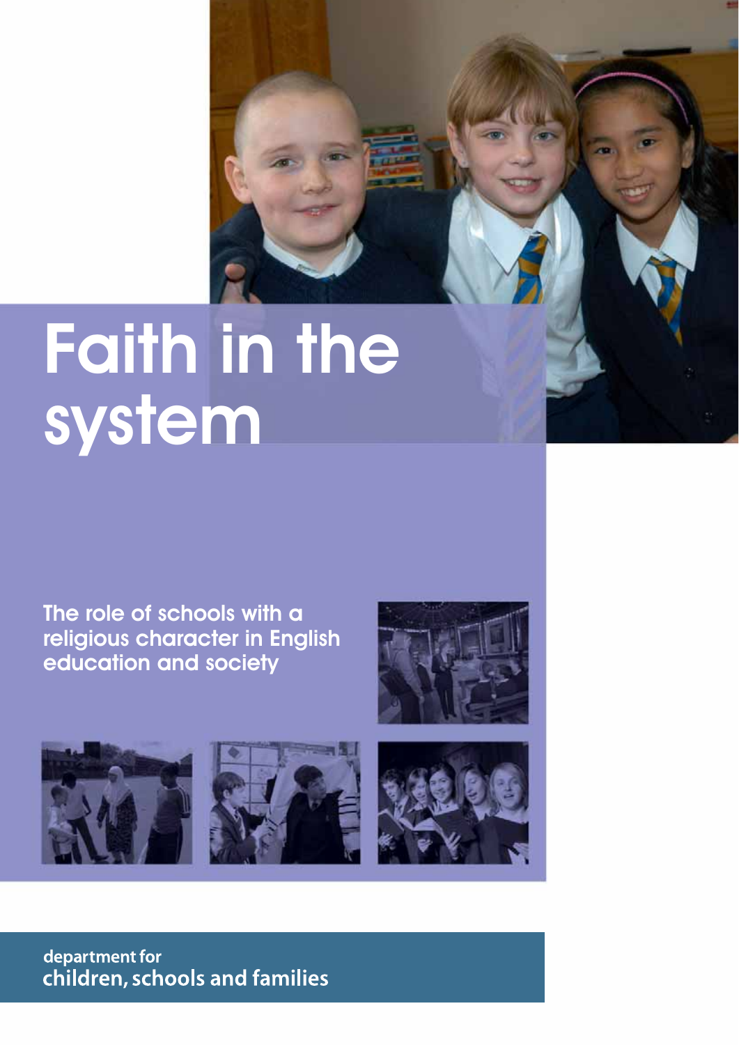# Faith in the system

## The role of schools with a religious character in English education and society

department for
children, schools and families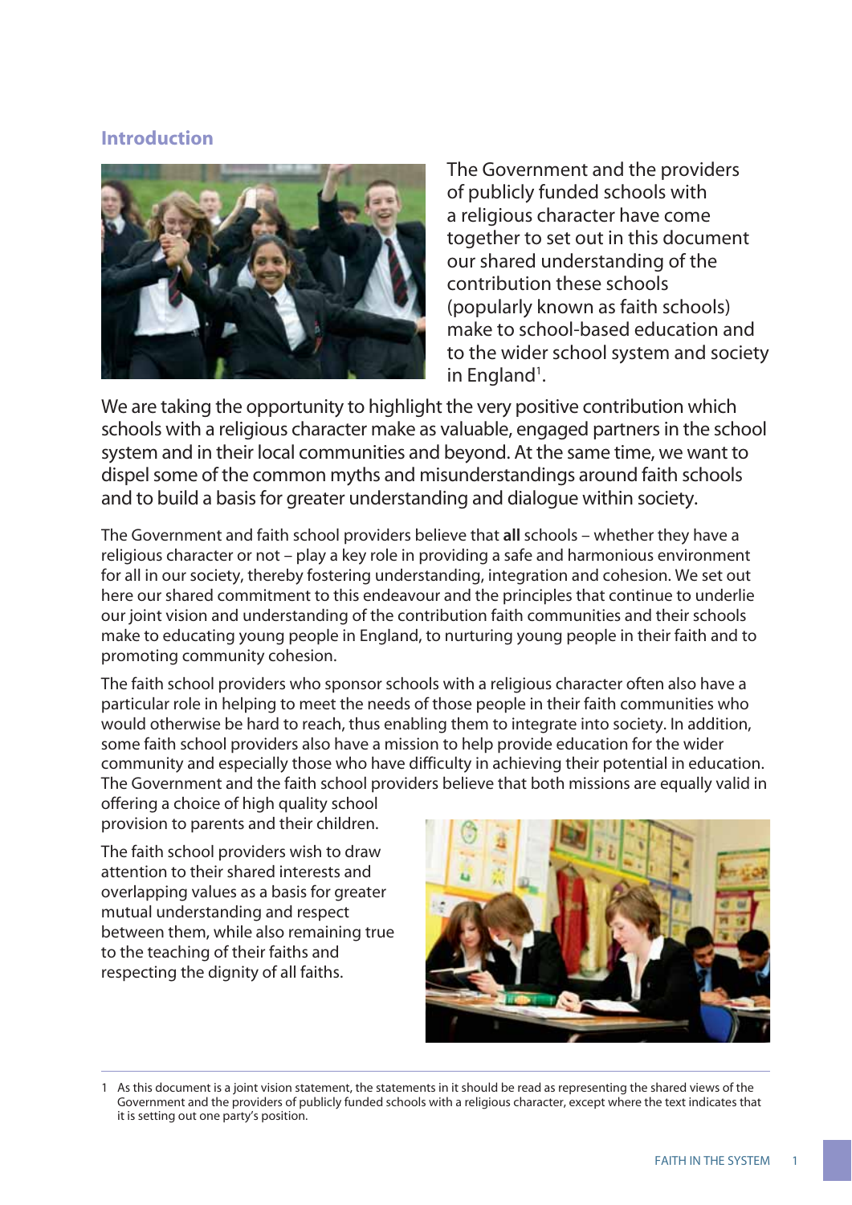## Introduction

The Government and the providers of publicly funded schools with a religious character have come together to set out in this document our shared understanding of the contribution these schools (popularly known as faith schools) make to school-based education and to the wider school system and society in England[1].

We are taking the opportunity to highlight the very positive contribution which schools with a religious character make as valuable, engaged partners in the school system and in their local communities and beyond. At the same time, we want to dispel some of the common myths and misunderstandings around faith schools and to build a basis for greater understanding and dialogue within society.

The Government and faith school providers believe that **all** schools – whether they have a religious character or not – play a key role in providing a safe and harmonious environment for all in our society, thereby fostering understanding, integration and cohesion. We set out here our shared commitment to this endeavour and the principles that continue to underlie our joint vision and understanding of the contribution faith communities and their schools make to educating young people in England, to nurturing young people in their faith and to promoting community cohesion.

The faith school providers who sponsor schools with a religious character often also have a particular role in helping to meet the needs of those people in their faith communities who would otherwise be hard to reach, thus enabling them to integrate into society. In addition, some faith school providers also have a mission to help provide education for the wider community and especially those who have difficulty in achieving their potential in education. The Government and the faith school providers believe that both missions are equally valid in offering a choice of high quality school provision to parents and their children.

The faith school providers wish to draw attention to their shared interests and overlapping values as a basis for greater mutual understanding and respect between them, while also remaining true to the teaching of their faiths and respecting the dignity of all faiths.

---

1 As this document is a joint vision statement, the statements in it should be read as representing the shared views of the Government and the providers of publicly funded schools with a religious character, except where the text indicates that it is setting out one party's position.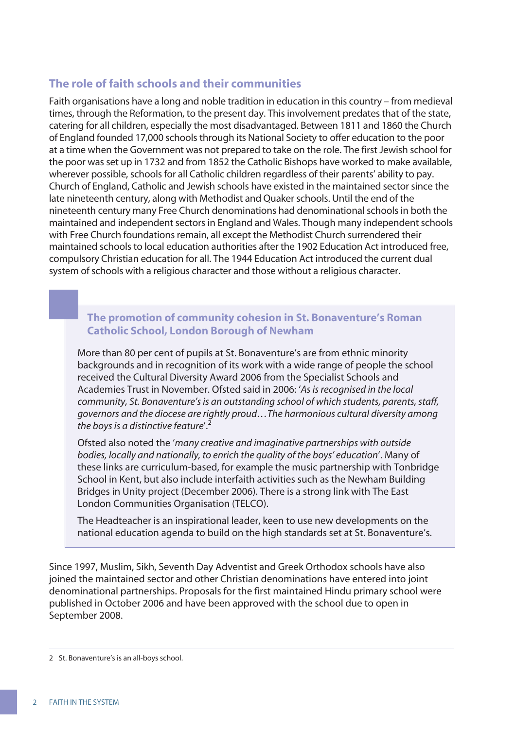## The role of faith schools and their communities

Faith organisations have a long and noble tradition in education in this country – from medieval times, through the Reformation, to the present day. This involvement predates that of the state, catering for all children, especially the most disadvantaged. Between 1811 and 1860 the Church of England founded 17,000 schools through its National Society to offer education to the poor at a time when the Government was not prepared to take on the role. The first Jewish school for the poor was set up in 1732 and from 1852 the Catholic Bishops have worked to make available, wherever possible, schools for all Catholic children regardless of their parents' ability to pay. Church of England, Catholic and Jewish schools have existed in the maintained sector since the late nineteenth century, along with Methodist and Quaker schools. Until the end of the nineteenth century many Free Church denominations had denominational schools in both the maintained and independent sectors in England and Wales. Though many independent schools with Free Church foundations remain, all except the Methodist Church surrendered their maintained schools to local education authorities after the 1902 Education Act introduced free, compulsory Christian education for all. The 1944 Education Act introduced the current dual system of schools with a religious character and those without a religious character.

### The promotion of community cohesion in St. Bonaventure's Roman Catholic School, London Borough of Newham

More than 80 per cent of pupils at St. Bonaventure's are from ethnic minority backgrounds and in recognition of its work with a wide range of people the school received the Cultural Diversity Award 2006 from the Specialist Schools and Academies Trust in November. Ofsted said in 2006: '*As is recognised in the local community, St. Bonaventure's is an outstanding school of which students, parents, staff, governors and the diocese are rightly proud…The harmonious cultural diversity among the boys is a distinctive feature*'.[2]

Ofsted also noted the '*many creative and imaginative partnerships with outside bodies, locally and nationally, to enrich the quality of the boys' education*'. Many of these links are curriculum-based, for example the music partnership with Tonbridge School in Kent, but also include interfaith activities such as the Newham Building Bridges in Unity project (December 2006). There is a strong link with The East London Communities Organisation (TELCO).

The Headteacher is an inspirational leader, keen to use new developments on the national education agenda to build on the high standards set at St. Bonaventure's.

Since 1997, Muslim, Sikh, Seventh Day Adventist and Greek Orthodox schools have also joined the maintained sector and other Christian denominations have entered into joint denominational partnerships. Proposals for the first maintained Hindu primary school were published in October 2006 and have been approved with the school due to open in September 2008.

---

2 St. Bonaventure's is an all-boys school.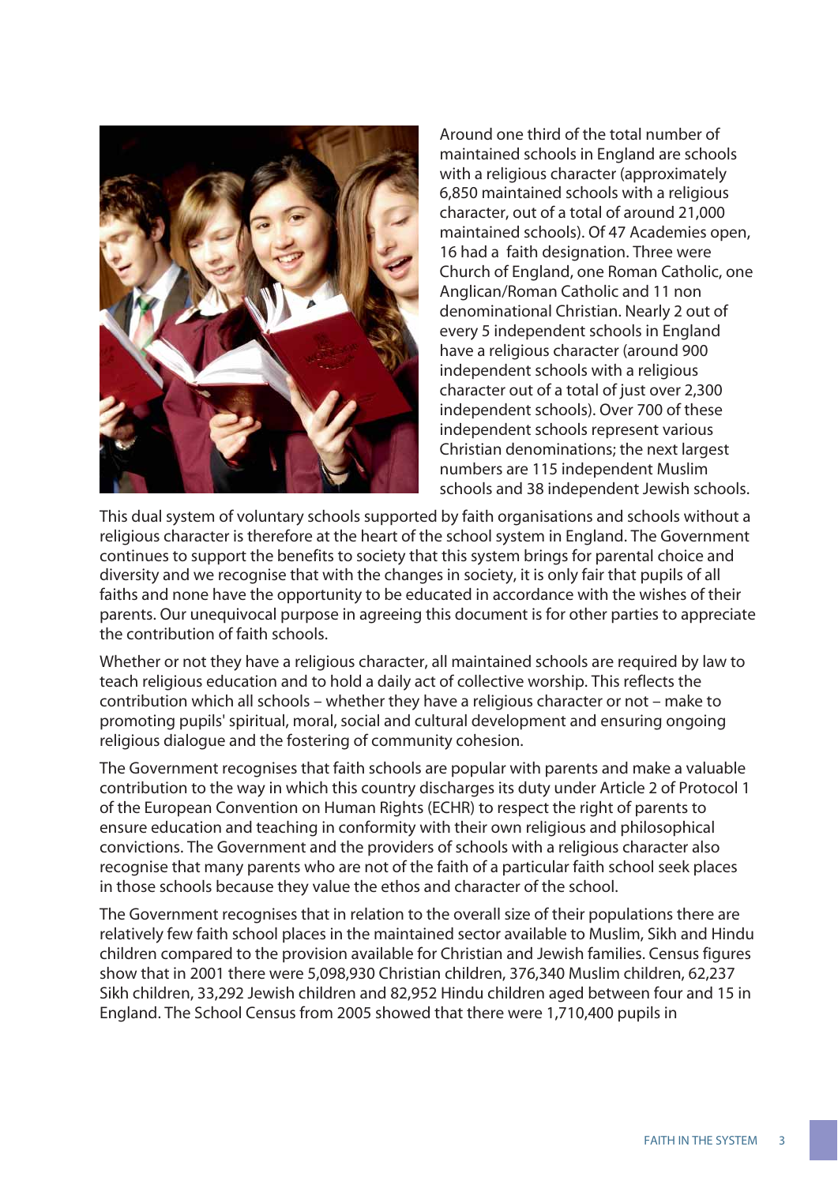Around one third of the total number of maintained schools in England are schools with a religious character (approximately 6,850 maintained schools with a religious character, out of a total of around 21,000 maintained schools). Of 47 Academies open, 16 had a faith designation. Three were Church of England, one Roman Catholic, one Anglican/Roman Catholic and 11 non denominational Christian. Nearly 2 out of every 5 independent schools in England have a religious character (around 900 independent schools with a religious character out of a total of just over 2,300 independent schools). Over 700 of these independent schools represent various Christian denominations; the next largest numbers are 115 independent Muslim schools and 38 independent Jewish schools.

This dual system of voluntary schools supported by faith organisations and schools without a religious character is therefore at the heart of the school system in England. The Government continues to support the benefits to society that this system brings for parental choice and diversity and we recognise that with the changes in society, it is only fair that pupils of all faiths and none have the opportunity to be educated in accordance with the wishes of their parents. Our unequivocal purpose in agreeing this document is for other parties to appreciate the contribution of faith schools.

Whether or not they have a religious character, all maintained schools are required by law to teach religious education and to hold a daily act of collective worship. This reflects the contribution which all schools – whether they have a religious character or not – make to promoting pupils' spiritual, moral, social and cultural development and ensuring ongoing religious dialogue and the fostering of community cohesion.

The Government recognises that faith schools are popular with parents and make a valuable contribution to the way in which this country discharges its duty under Article 2 of Protocol 1 of the European Convention on Human Rights (ECHR) to respect the right of parents to ensure education and teaching in conformity with their own religious and philosophical convictions. The Government and the providers of schools with a religious character also recognise that many parents who are not of the faith of a particular faith school seek places in those schools because they value the ethos and character of the school.

The Government recognises that in relation to the overall size of their populations there are relatively few faith school places in the maintained sector available to Muslim, Sikh and Hindu children compared to the provision available for Christian and Jewish families. Census figures show that in 2001 there were 5,098,930 Christian children, 376,340 Muslim children, 62,237 Sikh children, 33,292 Jewish children and 82,952 Hindu children aged between four and 15 in England. The School Census from 2005 showed that there were 1,710,400 pupils in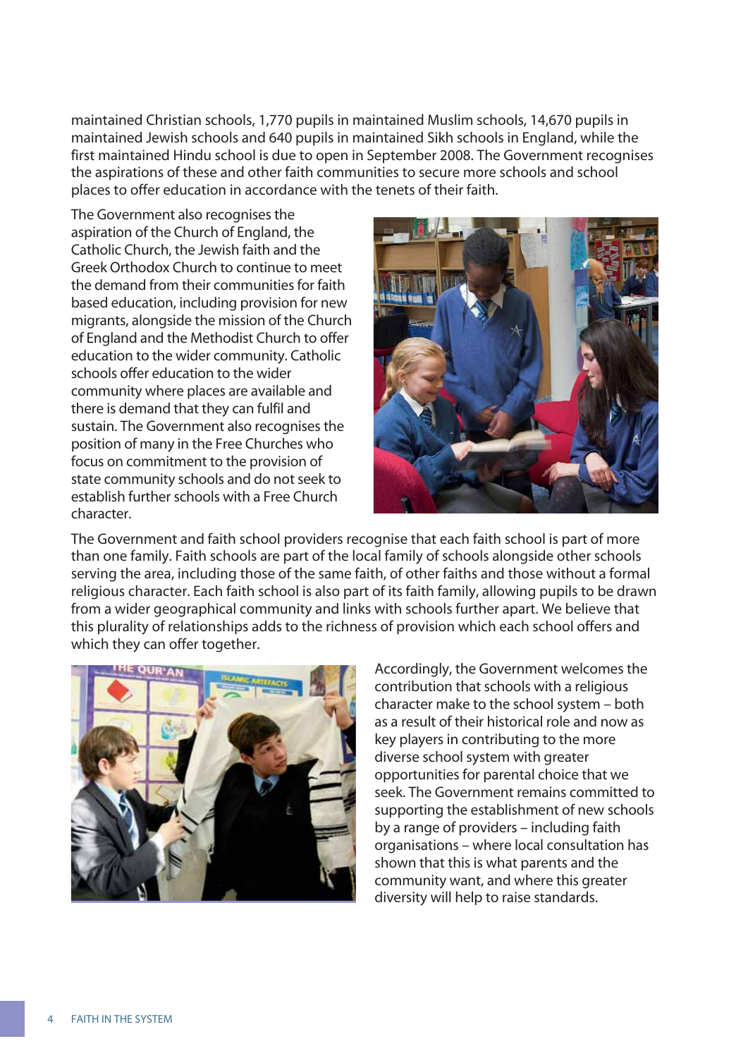maintained Christian schools, 1,770 pupils in maintained Muslim schools, 14,670 pupils in maintained Jewish schools and 640 pupils in maintained Sikh schools in England, while the first maintained Hindu school is due to open in September 2008. The Government recognises the aspirations of these and other faith communities to secure more schools and school places to offer education in accordance with the tenets of their faith.

The Government also recognises the aspiration of the Church of England, the Catholic Church, the Jewish faith and the Greek Orthodox Church to continue to meet the demand from their communities for faith based education, including provision for new migrants, alongside the mission of the Church of England and the Methodist Church to offer education to the wider community. Catholic schools offer education to the wider community where places are available and there is demand that they can fulfil and sustain. The Government also recognises the position of many in the Free Churches who focus on commitment to the provision of state community schools and do not seek to establish further schools with a Free Church character.

The Government and faith school providers recognise that each faith school is part of more than one family. Faith schools are part of the local family of schools alongside other schools serving the area, including those of the same faith, of other faiths and those without a formal religious character. Each faith school is also part of its faith family, allowing pupils to be drawn from a wider geographical community and links with schools further apart. We believe that this plurality of relationships adds to the richness of provision which each school offers and which they can offer together.

Accordingly, the Government welcomes the contribution that schools with a religious character make to the school system – both as a result of their historical role and now as key players in contributing to the more diverse school system with greater opportunities for parental choice that we seek. The Government remains committed to supporting the establishment of new schools by a range of providers – including faith organisations – where local consultation has shown that this is what parents and the community want, and where this greater diversity will help to raise standards.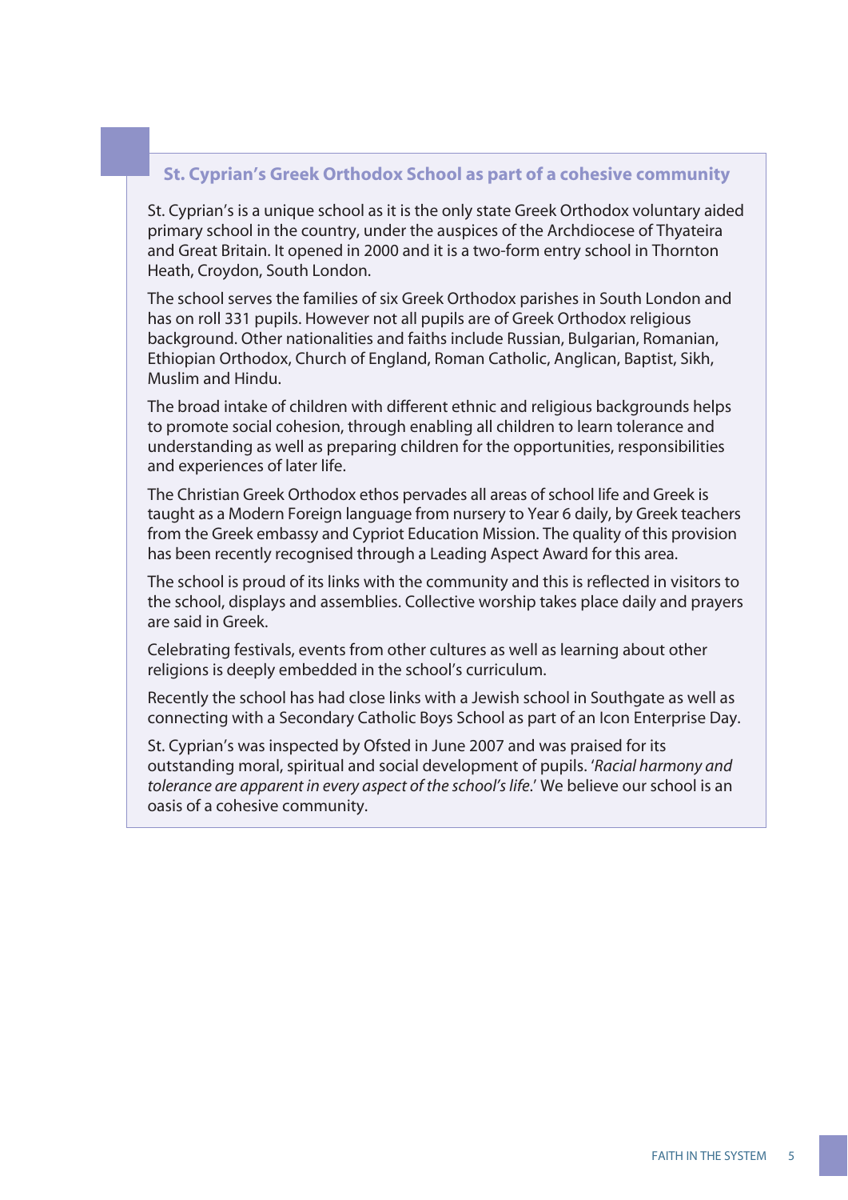### St. Cyprian's Greek Orthodox School as part of a cohesive community

St. Cyprian's is a unique school as it is the only state Greek Orthodox voluntary aided primary school in the country, under the auspices of the Archdiocese of Thyateira and Great Britain. It opened in 2000 and it is a two-form entry school in Thornton Heath, Croydon, South London.

The school serves the families of six Greek Orthodox parishes in South London and has on roll 331 pupils. However not all pupils are of Greek Orthodox religious background. Other nationalities and faiths include Russian, Bulgarian, Romanian, Ethiopian Orthodox, Church of England, Roman Catholic, Anglican, Baptist, Sikh, Muslim and Hindu.

The broad intake of children with different ethnic and religious backgrounds helps to promote social cohesion, through enabling all children to learn tolerance and understanding as well as preparing children for the opportunities, responsibilities and experiences of later life.

The Christian Greek Orthodox ethos pervades all areas of school life and Greek is taught as a Modern Foreign language from nursery to Year 6 daily, by Greek teachers from the Greek embassy and Cypriot Education Mission. The quality of this provision has been recently recognised through a Leading Aspect Award for this area.

The school is proud of its links with the community and this is reflected in visitors to the school, displays and assemblies. Collective worship takes place daily and prayers are said in Greek.

Celebrating festivals, events from other cultures as well as learning about other religions is deeply embedded in the school's curriculum.

Recently the school has had close links with a Jewish school in Southgate as well as connecting with a Secondary Catholic Boys School as part of an Icon Enterprise Day.

St. Cyprian's was inspected by Ofsted in June 2007 and was praised for its outstanding moral, spiritual and social development of pupils. '*Racial harmony and tolerance are apparent in every aspect of the school's life.*' We believe our school is an oasis of a cohesive community.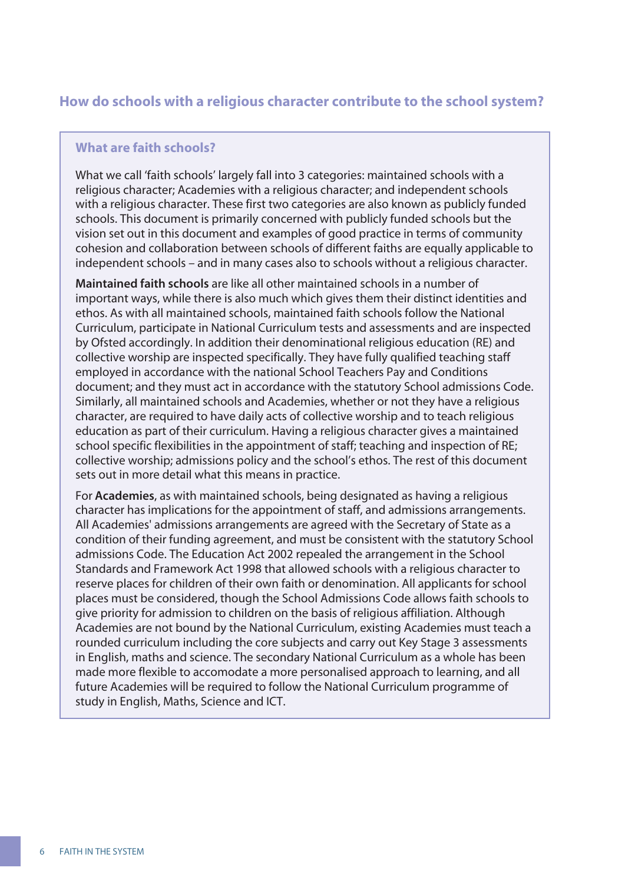## How do schools with a religious character contribute to the school system?

### What are faith schools?

What we call 'faith schools' largely fall into 3 categories: maintained schools with a religious character; Academies with a religious character; and independent schools with a religious character. These first two categories are also known as publicly funded schools. This document is primarily concerned with publicly funded schools but the vision set out in this document and examples of good practice in terms of community cohesion and collaboration between schools of different faiths are equally applicable to independent schools – and in many cases also to schools without a religious character.

**Maintained faith schools** are like all other maintained schools in a number of important ways, while there is also much which gives them their distinct identities and ethos. As with all maintained schools, maintained faith schools follow the National Curriculum, participate in National Curriculum tests and assessments and are inspected by Ofsted accordingly. In addition their denominational religious education (RE) and collective worship are inspected specifically. They have fully qualified teaching staff employed in accordance with the national School Teachers Pay and Conditions document; and they must act in accordance with the statutory School admissions Code. Similarly, all maintained schools and Academies, whether or not they have a religious character, are required to have daily acts of collective worship and to teach religious education as part of their curriculum. Having a religious character gives a maintained school specific flexibilities in the appointment of staff; teaching and inspection of RE; collective worship; admissions policy and the school's ethos. The rest of this document sets out in more detail what this means in practice.

For **Academies**, as with maintained schools, being designated as having a religious character has implications for the appointment of staff, and admissions arrangements. All Academies' admissions arrangements are agreed with the Secretary of State as a condition of their funding agreement, and must be consistent with the statutory School admissions Code. The Education Act 2002 repealed the arrangement in the School Standards and Framework Act 1998 that allowed schools with a religious character to reserve places for children of their own faith or denomination. All applicants for school places must be considered, though the School Admissions Code allows faith schools to give priority for admission to children on the basis of religious affiliation. Although Academies are not bound by the National Curriculum, existing Academies must teach a rounded curriculum including the core subjects and carry out Key Stage 3 assessments in English, maths and science. The secondary National Curriculum as a whole has been made more flexible to accomodate a more personalised approach to learning, and all future Academies will be required to follow the National Curriculum programme of study in English, Maths, Science and ICT.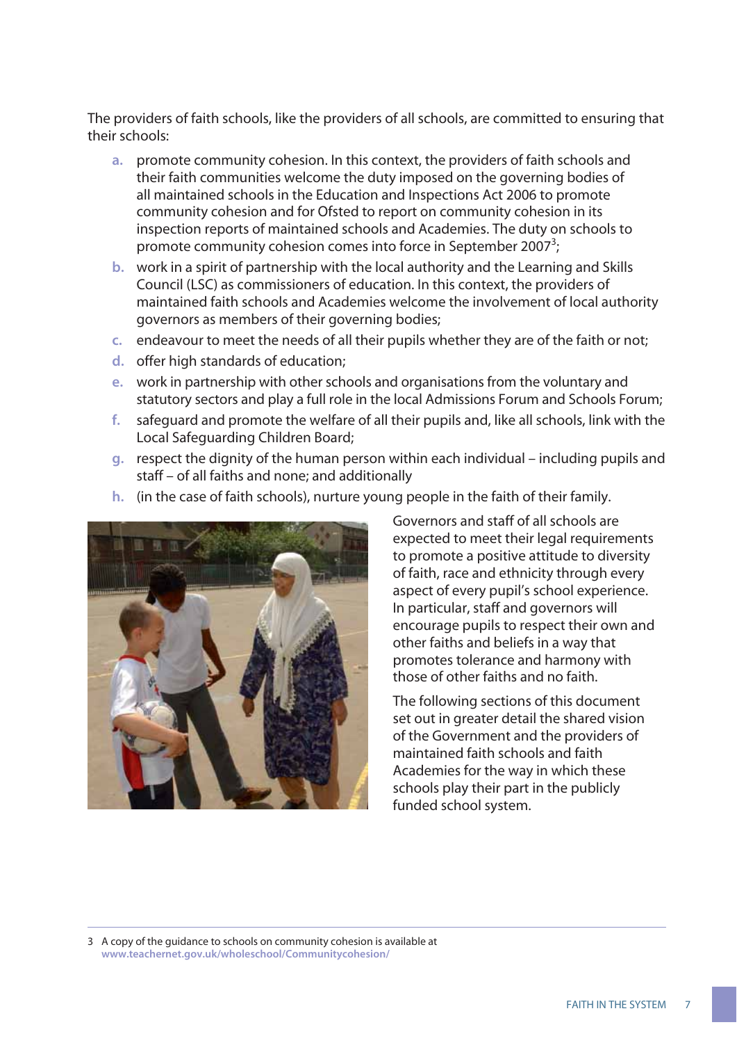The providers of faith schools, like the providers of all schools, are committed to ensuring that their schools:

a. promote community cohesion. In this context, the providers of faith schools and their faith communities welcome the duty imposed on the governing bodies of all maintained schools in the Education and Inspections Act 2006 to promote community cohesion and for Ofsted to report on community cohesion in its inspection reports of maintained schools and Academies. The duty on schools to promote community cohesion comes into force in September 2007[3];
b. work in a spirit of partnership with the local authority and the Learning and Skills Council (LSC) as commissioners of education. In this context, the providers of maintained faith schools and Academies welcome the involvement of local authority governors as members of their governing bodies;
c. endeavour to meet the needs of all their pupils whether they are of the faith or not;
d. offer high standards of education;
e. work in partnership with other schools and organisations from the voluntary and statutory sectors and play a full role in the local Admissions Forum and Schools Forum;
f. safeguard and promote the welfare of all their pupils and, like all schools, link with the Local Safeguarding Children Board;
g. respect the dignity of the human person within each individual – including pupils and staff – of all faiths and none; and additionally
h. (in the case of faith schools), nurture young people in the faith of their family.

Governors and staff of all schools are expected to meet their legal requirements to promote a positive attitude to diversity of faith, race and ethnicity through every aspect of every pupil's school experience. In particular, staff and governors will encourage pupils to respect their own and other faiths and beliefs in a way that promotes tolerance and harmony with those of other faiths and no faith.

The following sections of this document set out in greater detail the shared vision of the Government and the providers of maintained faith schools and faith Academies for the way in which these schools play their part in the publicly funded school system.

3 A copy of the guidance to schools on community cohesion is available at www.teachernet.gov.uk/wholeschool/Communitycohesion/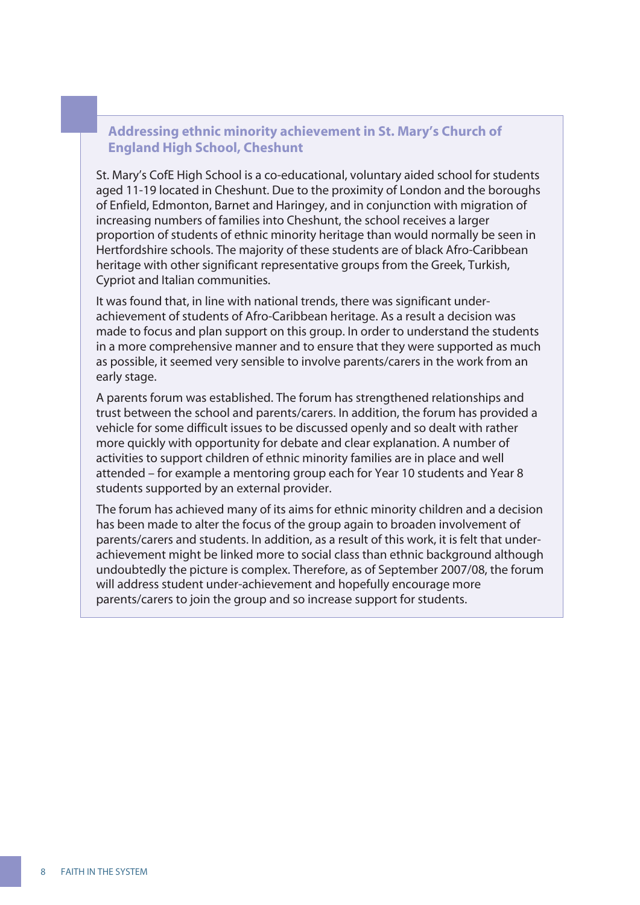### Addressing ethnic minority achievement in St. Mary's Church of England High School, Cheshunt

St. Mary's CofE High School is a co-educational, voluntary aided school for students aged 11-19 located in Cheshunt. Due to the proximity of London and the boroughs of Enfield, Edmonton, Barnet and Haringey, and in conjunction with migration of increasing numbers of families into Cheshunt, the school receives a larger proportion of students of ethnic minority heritage than would normally be seen in Hertfordshire schools. The majority of these students are of black Afro-Caribbean heritage with other significant representative groups from the Greek, Turkish, Cypriot and Italian communities.

It was found that, in line with national trends, there was significant under-achievement of students of Afro-Caribbean heritage. As a result a decision was made to focus and plan support on this group. In order to understand the students in a more comprehensive manner and to ensure that they were supported as much as possible, it seemed very sensible to involve parents/carers in the work from an early stage.

A parents forum was established. The forum has strengthened relationships and trust between the school and parents/carers. In addition, the forum has provided a vehicle for some difficult issues to be discussed openly and so dealt with rather more quickly with opportunity for debate and clear explanation. A number of activities to support children of ethnic minority families are in place and well attended – for example a mentoring group each for Year 10 students and Year 8 students supported by an external provider.

The forum has achieved many of its aims for ethnic minority children and a decision has been made to alter the focus of the group again to broaden involvement of parents/carers and students. In addition, as a result of this work, it is felt that under-achievement might be linked more to social class than ethnic background although undoubtedly the picture is complex. Therefore, as of September 2007/08, the forum will address student under-achievement and hopefully encourage more parents/carers to join the group and so increase support for students.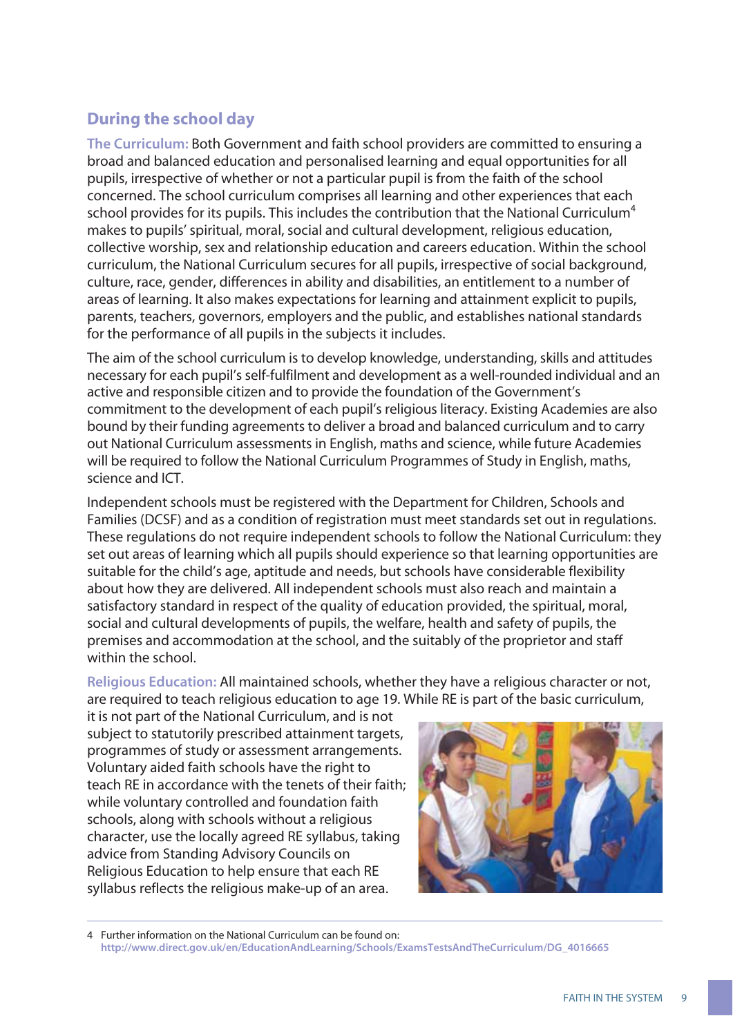## During the school day

**The Curriculum:** Both Government and faith school providers are committed to ensuring a broad and balanced education and personalised learning and equal opportunities for all pupils, irrespective of whether or not a particular pupil is from the faith of the school concerned. The school curriculum comprises all learning and other experiences that each school provides for its pupils. This includes the contribution that the National Curriculum[4] makes to pupils' spiritual, moral, social and cultural development, religious education, collective worship, sex and relationship education and careers education. Within the school curriculum, the National Curriculum secures for all pupils, irrespective of social background, culture, race, gender, differences in ability and disabilities, an entitlement to a number of areas of learning. It also makes expectations for learning and attainment explicit to pupils, parents, teachers, governors, employers and the public, and establishes national standards for the performance of all pupils in the subjects it includes.

The aim of the school curriculum is to develop knowledge, understanding, skills and attitudes necessary for each pupil's self-fulfilment and development as a well-rounded individual and an active and responsible citizen and to provide the foundation of the Government's commitment to the development of each pupil's religious literacy. Existing Academies are also bound by their funding agreements to deliver a broad and balanced curriculum and to carry out National Curriculum assessments in English, maths and science, while future Academies will be required to follow the National Curriculum Programmes of Study in English, maths, science and ICT.

Independent schools must be registered with the Department for Children, Schools and Families (DCSF) and as a condition of registration must meet standards set out in regulations. These regulations do not require independent schools to follow the National Curriculum: they set out areas of learning which all pupils should experience so that learning opportunities are suitable for the child's age, aptitude and needs, but schools have considerable flexibility about how they are delivered. All independent schools must also reach and maintain a satisfactory standard in respect of the quality of education provided, the spiritual, moral, social and cultural developments of pupils, the welfare, health and safety of pupils, the premises and accommodation at the school, and the suitably of the proprietor and staff within the school.

**Religious Education:** All maintained schools, whether they have a religious character or not, are required to teach religious education to age 19. While RE is part of the basic curriculum, it is not part of the National Curriculum, and is not subject to statutorily prescribed attainment targets, programmes of study or assessment arrangements. Voluntary aided faith schools have the right to teach RE in accordance with the tenets of their faith; while voluntary controlled and foundation faith schools, along with schools without a religious character, use the locally agreed RE syllabus, taking advice from Standing Advisory Councils on Religious Education to help ensure that each RE syllabus reflects the religious make-up of an area.

---

4 Further information on the National Curriculum can be found on: http://www.direct.gov.uk/en/EducationAndLearning/Schools/ExamsTestsAndTheCurriculum/DG_4016665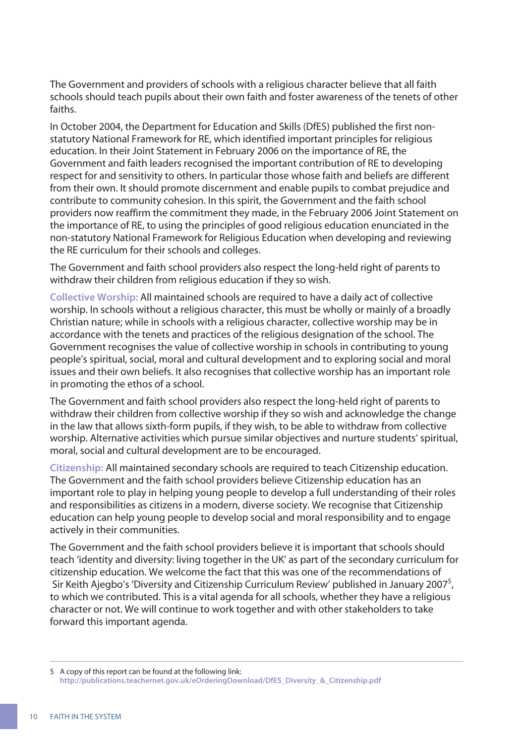The Government and providers of schools with a religious character believe that all faith schools should teach pupils about their own faith and foster awareness of the tenets of other faiths.

In October 2004, the Department for Education and Skills (DfES) published the first non-statutory National Framework for RE, which identified important principles for religious education. In their Joint Statement in February 2006 on the importance of RE, the Government and faith leaders recognised the important contribution of RE to developing respect for and sensitivity to others. In particular those whose faith and beliefs are different from their own. It should promote discernment and enable pupils to combat prejudice and contribute to community cohesion. In this spirit, the Government and the faith school providers now reaffirm the commitment they made, in the February 2006 Joint Statement on the importance of RE, to using the principles of good religious education enunciated in the non-statutory National Framework for Religious Education when developing and reviewing the RE curriculum for their schools and colleges.

The Government and faith school providers also respect the long-held right of parents to withdraw their children from religious education if they so wish.

**Collective Worship:** All maintained schools are required to have a daily act of collective worship. In schools without a religious character, this must be wholly or mainly of a broadly Christian nature; while in schools with a religious character, collective worship may be in accordance with the tenets and practices of the religious designation of the school. The Government recognises the value of collective worship in schools in contributing to young people's spiritual, social, moral and cultural development and to exploring social and moral issues and their own beliefs. It also recognises that collective worship has an important role in promoting the ethos of a school.

The Government and faith school providers also respect the long-held right of parents to withdraw their children from collective worship if they so wish and acknowledge the change in the law that allows sixth-form pupils, if they wish, to be able to withdraw from collective worship. Alternative activities which pursue similar objectives and nurture students' spiritual, moral, social and cultural development are to be encouraged.

**Citizenship:** All maintained secondary schools are required to teach Citizenship education. The Government and the faith school providers believe Citizenship education has an important role to play in helping young people to develop a full understanding of their roles and responsibilities as citizens in a modern, diverse society. We recognise that Citizenship education can help young people to develop social and moral responsibility and to engage actively in their communities.

The Government and the faith school providers believe it is important that schools should teach 'identity and diversity: living together in the UK' as part of the secondary curriculum for citizenship education. We welcome the fact that this was one of the recommendations of Sir Keith Ajegbo's 'Diversity and Citizenship Curriculum Review' published in January 2007[5], to which we contributed. This is a vital agenda for all schools, whether they have a religious character or not. We will continue to work together and with other stakeholders to take forward this important agenda.

---

5 A copy of this report can be found at the following link: http://publications.teachernet.gov.uk/eOrderingDownload/DfES_Diversity_&_Citizenship.pdf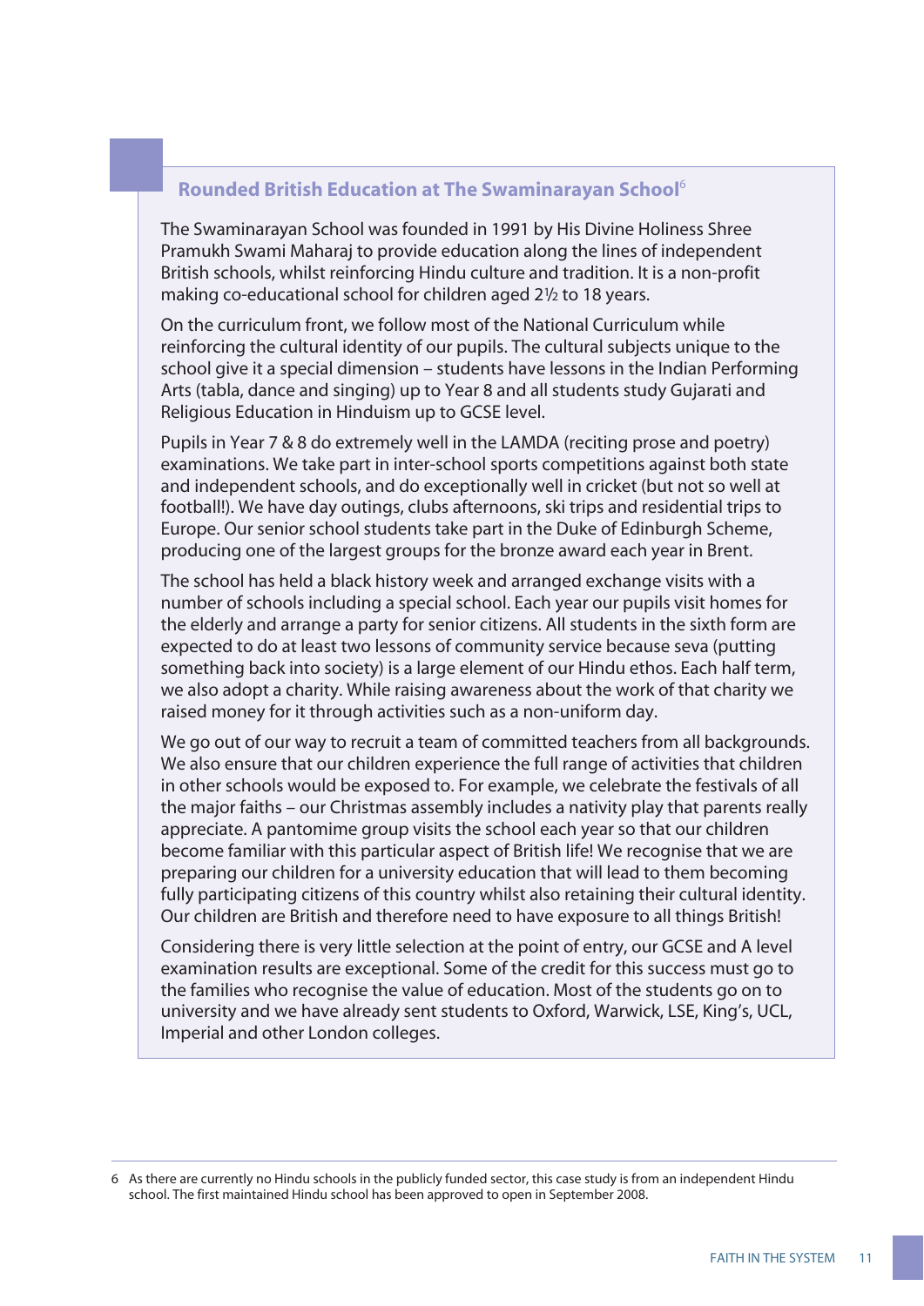### Rounded British Education at The Swaminarayan School[6]

The Swaminarayan School was founded in 1991 by His Divine Holiness Shree Pramukh Swami Maharaj to provide education along the lines of independent British schools, whilst reinforcing Hindu culture and tradition. It is a non-profit making co-educational school for children aged 2½ to 18 years.

On the curriculum front, we follow most of the National Curriculum while reinforcing the cultural identity of our pupils. The cultural subjects unique to the school give it a special dimension – students have lessons in the Indian Performing Arts (tabla, dance and singing) up to Year 8 and all students study Gujarati and Religious Education in Hinduism up to GCSE level.

Pupils in Year 7 & 8 do extremely well in the LAMDA (reciting prose and poetry) examinations. We take part in inter-school sports competitions against both state and independent schools, and do exceptionally well in cricket (but not so well at football!). We have day outings, clubs afternoons, ski trips and residential trips to Europe. Our senior school students take part in the Duke of Edinburgh Scheme, producing one of the largest groups for the bronze award each year in Brent.

The school has held a black history week and arranged exchange visits with a number of schools including a special school. Each year our pupils visit homes for the elderly and arrange a party for senior citizens. All students in the sixth form are expected to do at least two lessons of community service because seva (putting something back into society) is a large element of our Hindu ethos. Each half term, we also adopt a charity. While raising awareness about the work of that charity we raised money for it through activities such as a non-uniform day.

We go out of our way to recruit a team of committed teachers from all backgrounds. We also ensure that our children experience the full range of activities that children in other schools would be exposed to. For example, we celebrate the festivals of all the major faiths – our Christmas assembly includes a nativity play that parents really appreciate. A pantomime group visits the school each year so that our children become familiar with this particular aspect of British life! We recognise that we are preparing our children for a university education that will lead to them becoming fully participating citizens of this country whilst also retaining their cultural identity. Our children are British and therefore need to have exposure to all things British!

Considering there is very little selection at the point of entry, our GCSE and A level examination results are exceptional. Some of the credit for this success must go to the families who recognise the value of education. Most of the students go on to university and we have already sent students to Oxford, Warwick, LSE, King's, UCL, Imperial and other London colleges.

---

6 As there are currently no Hindu schools in the publicly funded sector, this case study is from an independent Hindu school. The first maintained Hindu school has been approved to open in September 2008.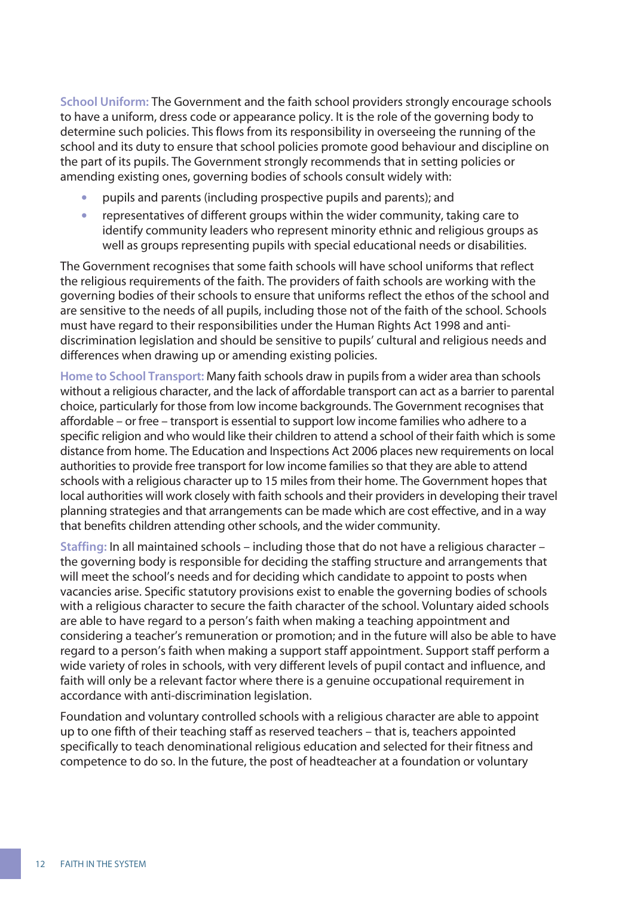**School Uniform:** The Government and the faith school providers strongly encourage schools to have a uniform, dress code or appearance policy. It is the role of the governing body to determine such policies. This flows from its responsibility in overseeing the running of the school and its duty to ensure that school policies promote good behaviour and discipline on the part of its pupils. The Government strongly recommends that in setting policies or amending existing ones, governing bodies of schools consult widely with:

- pupils and parents (including prospective pupils and parents); and
- representatives of different groups within the wider community, taking care to identify community leaders who represent minority ethnic and religious groups as well as groups representing pupils with special educational needs or disabilities.

The Government recognises that some faith schools will have school uniforms that reflect the religious requirements of the faith. The providers of faith schools are working with the governing bodies of their schools to ensure that uniforms reflect the ethos of the school and are sensitive to the needs of all pupils, including those not of the faith of the school. Schools must have regard to their responsibilities under the Human Rights Act 1998 and anti-discrimination legislation and should be sensitive to pupils' cultural and religious needs and differences when drawing up or amending existing policies.

**Home to School Transport:** Many faith schools draw in pupils from a wider area than schools without a religious character, and the lack of affordable transport can act as a barrier to parental choice, particularly for those from low income backgrounds. The Government recognises that affordable – or free – transport is essential to support low income families who adhere to a specific religion and who would like their children to attend a school of their faith which is some distance from home. The Education and Inspections Act 2006 places new requirements on local authorities to provide free transport for low income families so that they are able to attend schools with a religious character up to 15 miles from their home. The Government hopes that local authorities will work closely with faith schools and their providers in developing their travel planning strategies and that arrangements can be made which are cost effective, and in a way that benefits children attending other schools, and the wider community.

**Staffing:** In all maintained schools – including those that do not have a religious character – the governing body is responsible for deciding the staffing structure and arrangements that will meet the school's needs and for deciding which candidate to appoint to posts when vacancies arise. Specific statutory provisions exist to enable the governing bodies of schools with a religious character to secure the faith character of the school. Voluntary aided schools are able to have regard to a person's faith when making a teaching appointment and considering a teacher's remuneration or promotion; and in the future will also be able to have regard to a person's faith when making a support staff appointment. Support staff perform a wide variety of roles in schools, with very different levels of pupil contact and influence, and faith will only be a relevant factor where there is a genuine occupational requirement in accordance with anti-discrimination legislation.

Foundation and voluntary controlled schools with a religious character are able to appoint up to one fifth of their teaching staff as reserved teachers – that is, teachers appointed specifically to teach denominational religious education and selected for their fitness and competence to do so. In the future, the post of headteacher at a foundation or voluntary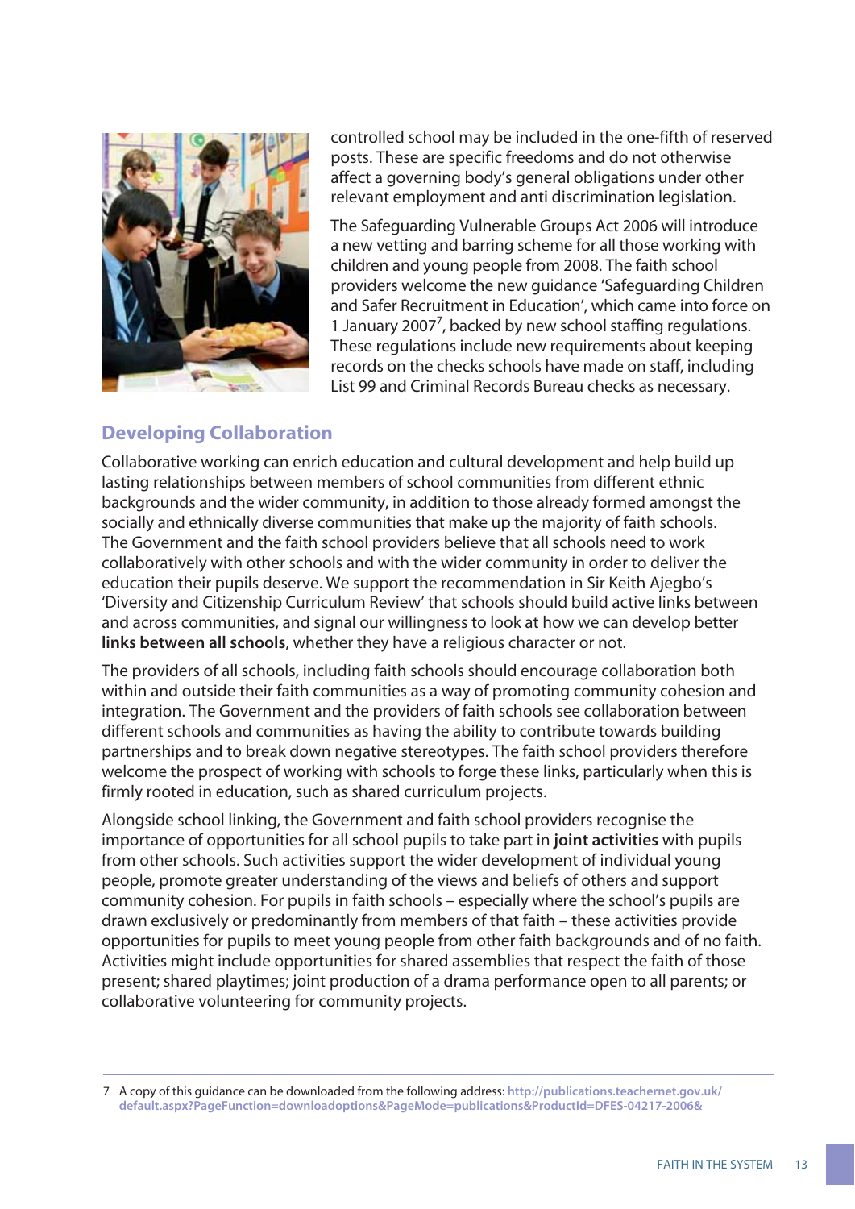controlled school may be included in the one-fifth of reserved posts. These are specific freedoms and do not otherwise affect a governing body's general obligations under other relevant employment and anti discrimination legislation.

The Safeguarding Vulnerable Groups Act 2006 will introduce a new vetting and barring scheme for all those working with children and young people from 2008. The faith school providers welcome the new guidance 'Safeguarding Children and Safer Recruitment in Education', which came into force on 1 January 2007[7], backed by new school staffing regulations. These regulations include new requirements about keeping records on the checks schools have made on staff, including List 99 and Criminal Records Bureau checks as necessary.

## Developing Collaboration

Collaborative working can enrich education and cultural development and help build up lasting relationships between members of school communities from different ethnic backgrounds and the wider community, in addition to those already formed amongst the socially and ethnically diverse communities that make up the majority of faith schools. The Government and the faith school providers believe that all schools need to work collaboratively with other schools and with the wider community in order to deliver the education their pupils deserve. We support the recommendation in Sir Keith Ajegbo's 'Diversity and Citizenship Curriculum Review' that schools should build active links between and across communities, and signal our willingness to look at how we can develop better **links between all schools**, whether they have a religious character or not.

The providers of all schools, including faith schools should encourage collaboration both within and outside their faith communities as a way of promoting community cohesion and integration. The Government and the providers of faith schools see collaboration between different schools and communities as having the ability to contribute towards building partnerships and to break down negative stereotypes. The faith school providers therefore welcome the prospect of working with schools to forge these links, particularly when this is firmly rooted in education, such as shared curriculum projects.

Alongside school linking, the Government and faith school providers recognise the importance of opportunities for all school pupils to take part in **joint activities** with pupils from other schools. Such activities support the wider development of individual young people, promote greater understanding of the views and beliefs of others and support community cohesion. For pupils in faith schools – especially where the school's pupils are drawn exclusively or predominantly from members of that faith – these activities provide opportunities for pupils to meet young people from other faith backgrounds and of no faith. Activities might include opportunities for shared assemblies that respect the faith of those present; shared playtimes; joint production of a drama performance open to all parents; or collaborative volunteering for community projects.

---

7 A copy of this guidance can be downloaded from the following address: http://publications.teachernet.gov.uk/default.aspx?PageFunction=downloadoptions&PageMode=publications&ProductId=DFES-04217-2006&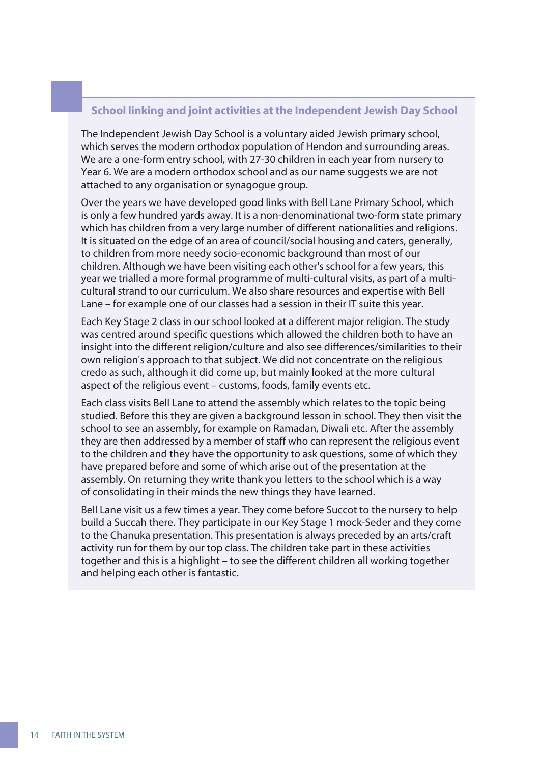### School linking and joint activities at the Independent Jewish Day School

The Independent Jewish Day School is a voluntary aided Jewish primary school, which serves the modern orthodox population of Hendon and surrounding areas. We are a one-form entry school, with 27-30 children in each year from nursery to Year 6. We are a modern orthodox school and as our name suggests we are not attached to any organisation or synagogue group.

Over the years we have developed good links with Bell Lane Primary School, which is only a few hundred yards away. It is a non-denominational two-form state primary which has children from a very large number of different nationalities and religions. It is situated on the edge of an area of council/social housing and caters, generally, to children from more needy socio-economic background than most of our children. Although we have been visiting each other's school for a few years, this year we trialled a more formal programme of multi-cultural visits, as part of a multi-cultural strand to our curriculum. We also share resources and expertise with Bell Lane – for example one of our classes had a session in their IT suite this year.

Each Key Stage 2 class in our school looked at a different major religion. The study was centred around specific questions which allowed the children both to have an insight into the different religion/culture and also see differences/similarities to their own religion's approach to that subject. We did not concentrate on the religious credo as such, although it did come up, but mainly looked at the more cultural aspect of the religious event – customs, foods, family events etc.

Each class visits Bell Lane to attend the assembly which relates to the topic being studied. Before this they are given a background lesson in school. They then visit the school to see an assembly, for example on Ramadan, Diwali etc. After the assembly they are then addressed by a member of staff who can represent the religious event to the children and they have the opportunity to ask questions, some of which they have prepared before and some of which arise out of the presentation at the assembly. On returning they write thank you letters to the school which is a way of consolidating in their minds the new things they have learned.

Bell Lane visit us a few times a year. They come before Succot to the nursery to help build a Succah there. They participate in our Key Stage 1 mock-Seder and they come to the Chanuka presentation. This presentation is always preceded by an arts/craft activity run for them by our top class. The children take part in these activities together and this is a highlight – to see the different children all working together and helping each other is fantastic.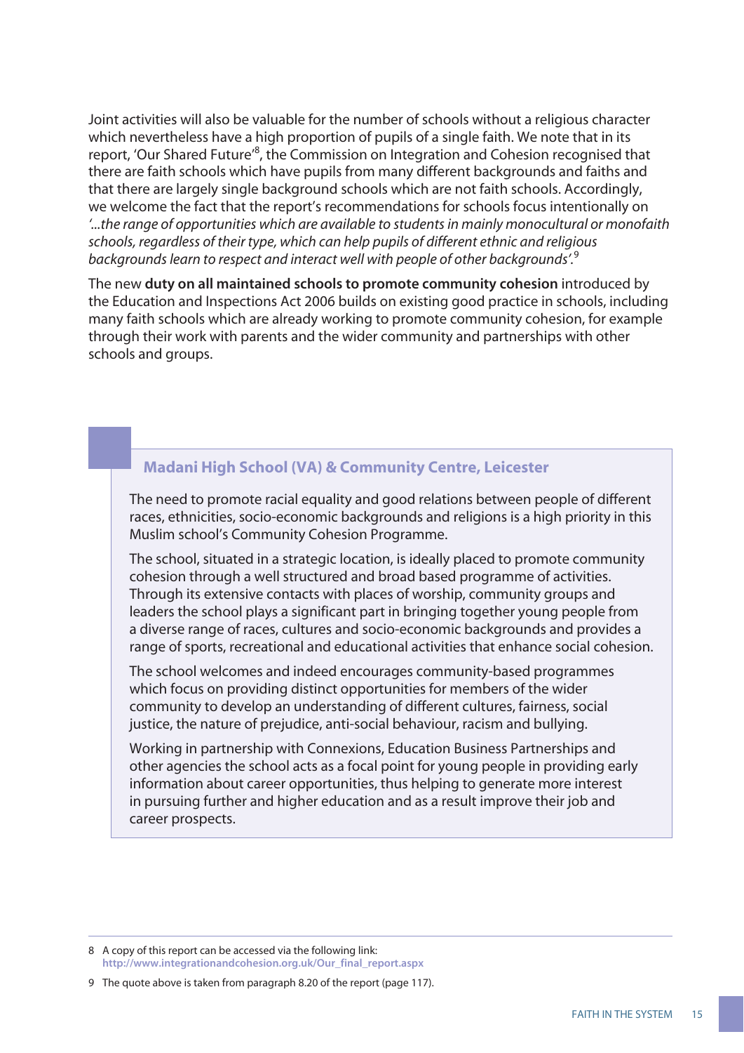Joint activities will also be valuable for the number of schools without a religious character which nevertheless have a high proportion of pupils of a single faith. We note that in its report, 'Our Shared Future'[8], the Commission on Integration and Cohesion recognised that there are faith schools which have pupils from many different backgrounds and faiths and that there are largely single background schools which are not faith schools. Accordingly, we welcome the fact that the report's recommendations for schools focus intentionally on *'...the range of opportunities which are available to students in mainly monocultural or monofaith schools, regardless of their type, which can help pupils of different ethnic and religious backgrounds learn to respect and interact well with people of other backgrounds'.*[9]

The new **duty on all maintained schools to promote community cohesion** introduced by the Education and Inspections Act 2006 builds on existing good practice in schools, including many faith schools which are already working to promote community cohesion, for example through their work with parents and the wider community and partnerships with other schools and groups.

### Madani High School (VA) & Community Centre, Leicester

The need to promote racial equality and good relations between people of different races, ethnicities, socio-economic backgrounds and religions is a high priority in this Muslim school's Community Cohesion Programme.

The school, situated in a strategic location, is ideally placed to promote community cohesion through a well structured and broad based programme of activities. Through its extensive contacts with places of worship, community groups and leaders the school plays a significant part in bringing together young people from a diverse range of races, cultures and socio-economic backgrounds and provides a range of sports, recreational and educational activities that enhance social cohesion.

The school welcomes and indeed encourages community-based programmes which focus on providing distinct opportunities for members of the wider community to develop an understanding of different cultures, fairness, social justice, the nature of prejudice, anti-social behaviour, racism and bullying.

Working in partnership with Connexions, Education Business Partnerships and other agencies the school acts as a focal point for young people in providing early information about career opportunities, thus helping to generate more interest in pursuing further and higher education and as a result improve their job and career prospects.

---

8 A copy of this report can be accessed via the following link: **http://www.integrationandcohesion.org.uk/Our_final_report.aspx**

9 The quote above is taken from paragraph 8.20 of the report (page 117).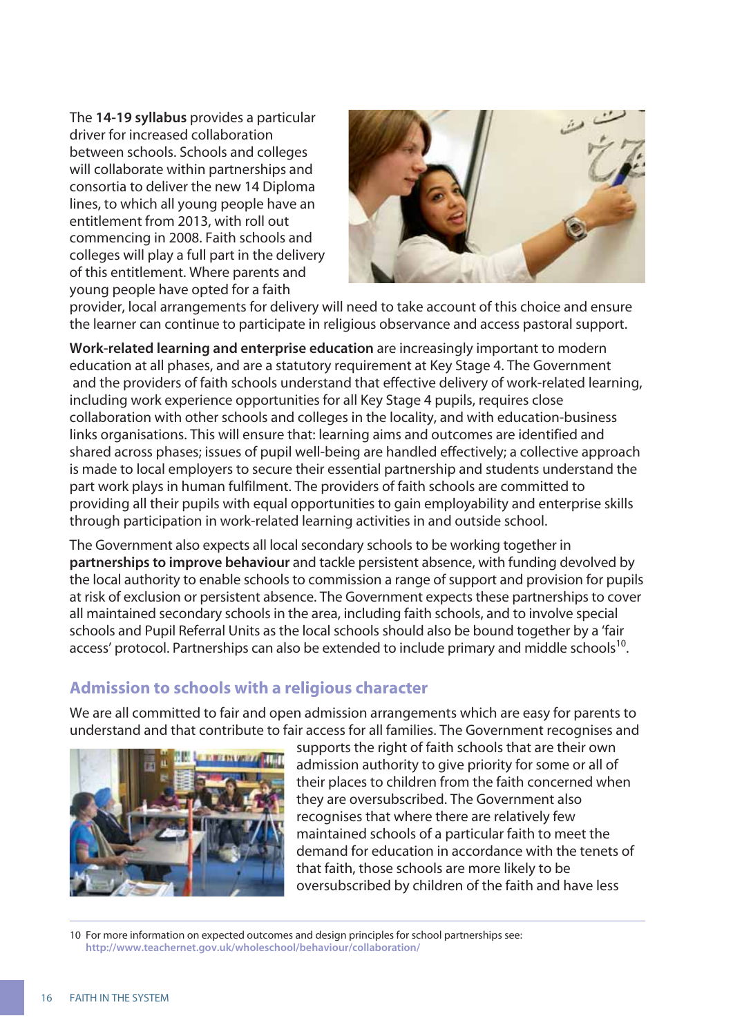The **14-19 syllabus** provides a particular driver for increased collaboration between schools. Schools and colleges will collaborate within partnerships and consortia to deliver the new 14 Diploma lines, to which all young people have an entitlement from 2013, with roll out commencing in 2008. Faith schools and colleges will play a full part in the delivery of this entitlement. Where parents and young people have opted for a faith provider, local arrangements for delivery will need to take account of this choice and ensure the learner can continue to participate in religious observance and access pastoral support.

**Work-related learning and enterprise education** are increasingly important to modern education at all phases, and are a statutory requirement at Key Stage 4. The Government and the providers of faith schools understand that effective delivery of work-related learning, including work experience opportunities for all Key Stage 4 pupils, requires close collaboration with other schools and colleges in the locality, and with education-business links organisations. This will ensure that: learning aims and outcomes are identified and shared across phases; issues of pupil well-being are handled effectively; a collective approach is made to local employers to secure their essential partnership and students understand the part work plays in human fulfilment. The providers of faith schools are committed to providing all their pupils with equal opportunities to gain employability and enterprise skills through participation in work-related learning activities in and outside school.

The Government also expects all local secondary schools to be working together in **partnerships to improve behaviour** and tackle persistent absence, with funding devolved by the local authority to enable schools to commission a range of support and provision for pupils at risk of exclusion or persistent absence. The Government expects these partnerships to cover all maintained secondary schools in the area, including faith schools, and to involve special schools and Pupil Referral Units as the local schools should also be bound together by a 'fair access' protocol. Partnerships can also be extended to include primary and middle schools[10].

## Admission to schools with a religious character

We are all committed to fair and open admission arrangements which are easy for parents to understand and that contribute to fair access for all families. The Government recognises and supports the right of faith schools that are their own admission authority to give priority for some or all of their places to children from the faith concerned when they are oversubscribed. The Government also recognises that where there are relatively few maintained schools of a particular faith to meet the demand for education in accordance with the tenets of that faith, those schools are more likely to be oversubscribed by children of the faith and have less

10 For more information on expected outcomes and design principles for school partnerships see: http://www.teachernet.gov.uk/wholeschool/behaviour/collaboration/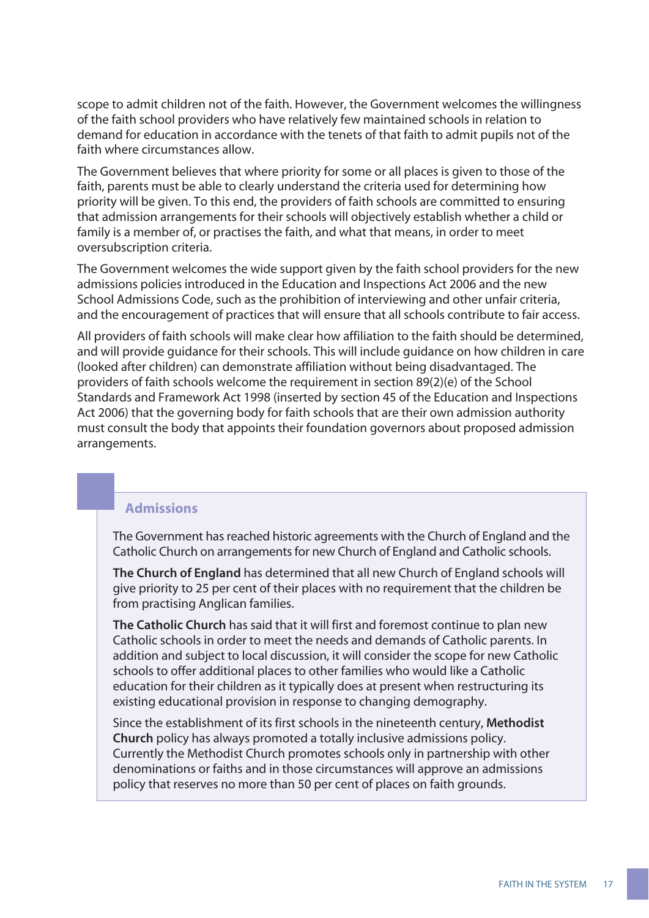scope to admit children not of the faith. However, the Government welcomes the willingness of the faith school providers who have relatively few maintained schools in relation to demand for education in accordance with the tenets of that faith to admit pupils not of the faith where circumstances allow.

The Government believes that where priority for some or all places is given to those of the faith, parents must be able to clearly understand the criteria used for determining how priority will be given. To this end, the providers of faith schools are committed to ensuring that admission arrangements for their schools will objectively establish whether a child or family is a member of, or practises the faith, and what that means, in order to meet oversubscription criteria.

The Government welcomes the wide support given by the faith school providers for the new admissions policies introduced in the Education and Inspections Act 2006 and the new School Admissions Code, such as the prohibition of interviewing and other unfair criteria, and the encouragement of practices that will ensure that all schools contribute to fair access.

All providers of faith schools will make clear how affiliation to the faith should be determined, and will provide guidance for their schools. This will include guidance on how children in care (looked after children) can demonstrate affiliation without being disadvantaged. The providers of faith schools welcome the requirement in section 89(2)(e) of the School Standards and Framework Act 1998 (inserted by section 45 of the Education and Inspections Act 2006) that the governing body for faith schools that are their own admission authority must consult the body that appoints their foundation governors about proposed admission arrangements.

### Admissions

The Government has reached historic agreements with the Church of England and the Catholic Church on arrangements for new Church of England and Catholic schools.

**The Church of England** has determined that all new Church of England schools will give priority to 25 per cent of their places with no requirement that the children be from practising Anglican families.

**The Catholic Church** has said that it will first and foremost continue to plan new Catholic schools in order to meet the needs and demands of Catholic parents. In addition and subject to local discussion, it will consider the scope for new Catholic schools to offer additional places to other families who would like a Catholic education for their children as it typically does at present when restructuring its existing educational provision in response to changing demography.

Since the establishment of its first schools in the nineteenth century, **Methodist Church** policy has always promoted a totally inclusive admissions policy. Currently the Methodist Church promotes schools only in partnership with other denominations or faiths and in those circumstances will approve an admissions policy that reserves no more than 50 per cent of places on faith grounds.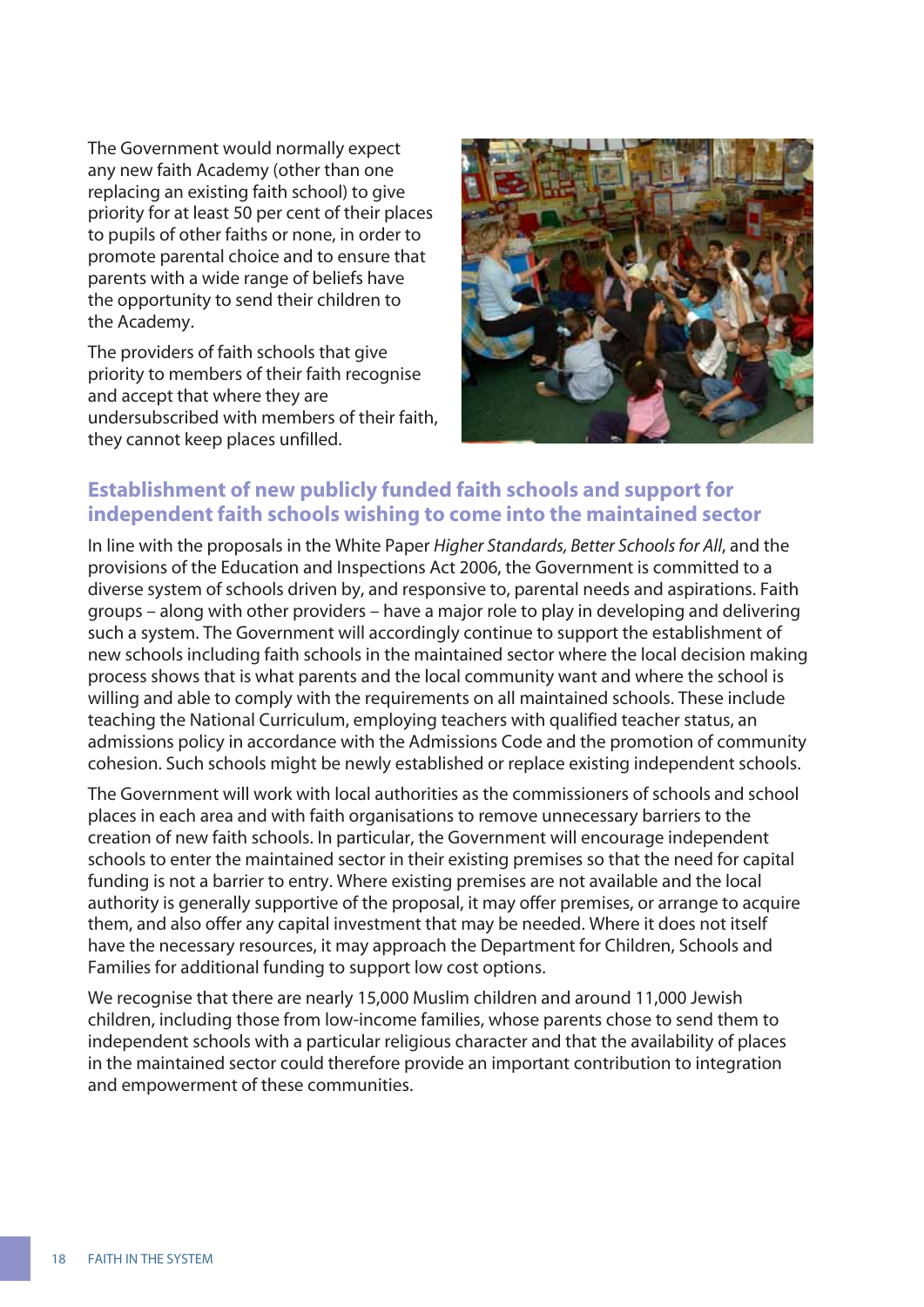The Government would normally expect any new faith Academy (other than one replacing an existing faith school) to give priority for at least 50 per cent of their places to pupils of other faiths or none, in order to promote parental choice and to ensure that parents with a wide range of beliefs have the opportunity to send their children to the Academy.

The providers of faith schools that give priority to members of their faith recognise and accept that where they are undersubscribed with members of their faith, they cannot keep places unfilled.

## Establishment of new publicly funded faith schools and support for independent faith schools wishing to come into the maintained sector

In line with the proposals in the White Paper *Higher Standards, Better Schools for All*, and the provisions of the Education and Inspections Act 2006, the Government is committed to a diverse system of schools driven by, and responsive to, parental needs and aspirations. Faith groups – along with other providers – have a major role to play in developing and delivering such a system. The Government will accordingly continue to support the establishment of new schools including faith schools in the maintained sector where the local decision making process shows that is what parents and the local community want and where the school is willing and able to comply with the requirements on all maintained schools. These include teaching the National Curriculum, employing teachers with qualified teacher status, an admissions policy in accordance with the Admissions Code and the promotion of community cohesion. Such schools might be newly established or replace existing independent schools.

The Government will work with local authorities as the commissioners of schools and school places in each area and with faith organisations to remove unnecessary barriers to the creation of new faith schools. In particular, the Government will encourage independent schools to enter the maintained sector in their existing premises so that the need for capital funding is not a barrier to entry. Where existing premises are not available and the local authority is generally supportive of the proposal, it may offer premises, or arrange to acquire them, and also offer any capital investment that may be needed. Where it does not itself have the necessary resources, it may approach the Department for Children, Schools and Families for additional funding to support low cost options.

We recognise that there are nearly 15,000 Muslim children and around 11,000 Jewish children, including those from low-income families, whose parents chose to send them to independent schools with a particular religious character and that the availability of places in the maintained sector could therefore provide an important contribution to integration and empowerment of these communities.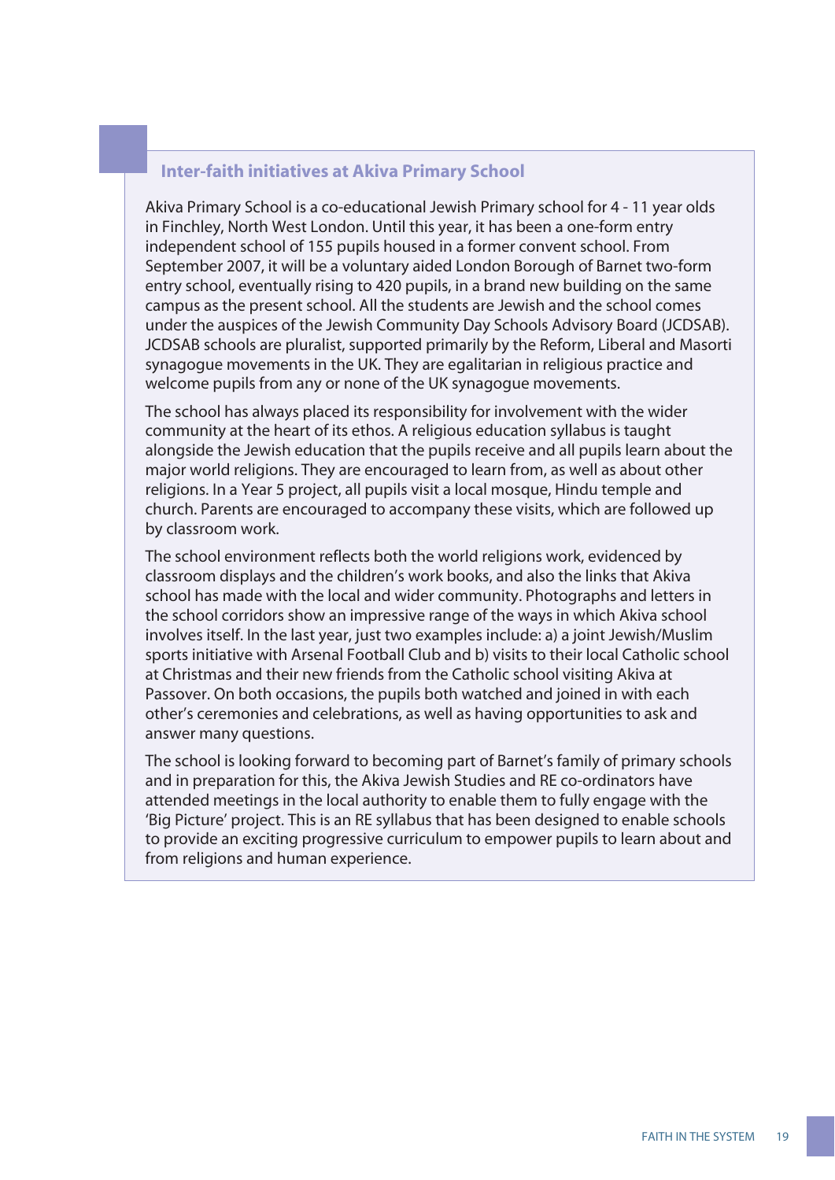### Inter-faith initiatives at Akiva Primary School

Akiva Primary School is a co-educational Jewish Primary school for 4 - 11 year olds in Finchley, North West London. Until this year, it has been a one-form entry independent school of 155 pupils housed in a former convent school. From September 2007, it will be a voluntary aided London Borough of Barnet two-form entry school, eventually rising to 420 pupils, in a brand new building on the same campus as the present school. All the students are Jewish and the school comes under the auspices of the Jewish Community Day Schools Advisory Board (JCDSAB). JCDSAB schools are pluralist, supported primarily by the Reform, Liberal and Masorti synagogue movements in the UK. They are egalitarian in religious practice and welcome pupils from any or none of the UK synagogue movements.

The school has always placed its responsibility for involvement with the wider community at the heart of its ethos. A religious education syllabus is taught alongside the Jewish education that the pupils receive and all pupils learn about the major world religions. They are encouraged to learn from, as well as about other religions. In a Year 5 project, all pupils visit a local mosque, Hindu temple and church. Parents are encouraged to accompany these visits, which are followed up by classroom work.

The school environment reflects both the world religions work, evidenced by classroom displays and the children's work books, and also the links that Akiva school has made with the local and wider community. Photographs and letters in the school corridors show an impressive range of the ways in which Akiva school involves itself. In the last year, just two examples include: a) a joint Jewish/Muslim sports initiative with Arsenal Football Club and b) visits to their local Catholic school at Christmas and their new friends from the Catholic school visiting Akiva at Passover. On both occasions, the pupils both watched and joined in with each other's ceremonies and celebrations, as well as having opportunities to ask and answer many questions.

The school is looking forward to becoming part of Barnet's family of primary schools and in preparation for this, the Akiva Jewish Studies and RE co-ordinators have attended meetings in the local authority to enable them to fully engage with the 'Big Picture' project. This is an RE syllabus that has been designed to enable schools to provide an exciting progressive curriculum to empower pupils to learn about and from religions and human experience.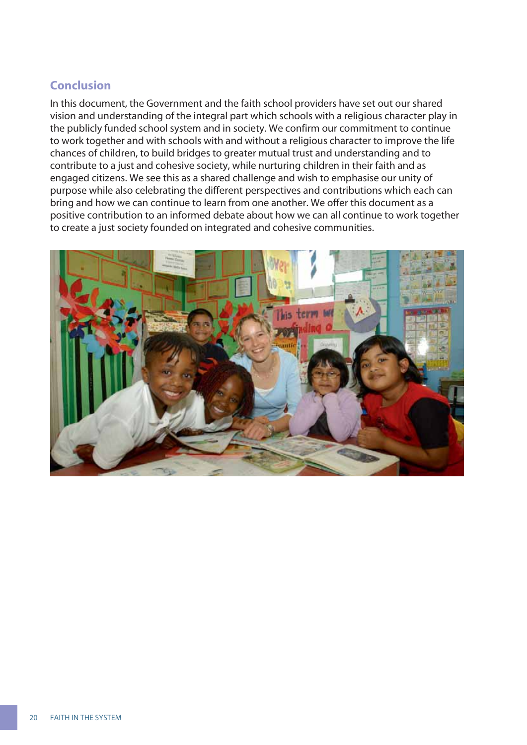## Conclusion

In this document, the Government and the faith school providers have set out our shared vision and understanding of the integral part which schools with a religious character play in the publicly funded school system and in society. We confirm our commitment to continue to work together and with schools with and without a religious character to improve the life chances of children, to build bridges to greater mutual trust and understanding and to contribute to a just and cohesive society, while nurturing children in their faith and as engaged citizens. We see this as a shared challenge and wish to emphasise our unity of purpose while also celebrating the different perspectives and contributions which each can bring and how we can continue to learn from one another. We offer this document as a positive contribution to an informed debate about how we can all continue to work together to create a just society founded on integrated and cohesive communities.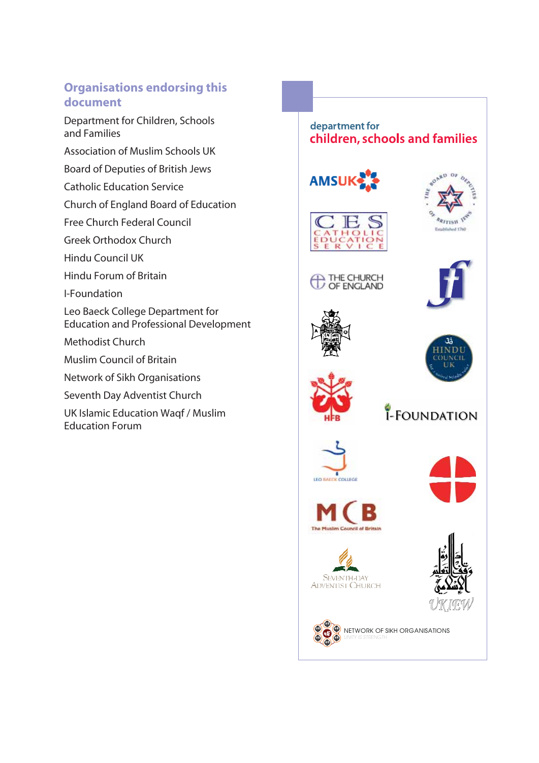## Organisations endorsing this document

Department for Children, Schools and Families

Association of Muslim Schools UK

Board of Deputies of British Jews

Catholic Education Service

Church of England Board of Education

Free Church Federal Council

Greek Orthodox Church

Hindu Council UK

Hindu Forum of Britain

I-Foundation

Leo Baeck College Department for Education and Professional Development

Methodist Church

Muslim Council of Britain

Network of Sikh Organisations

Seventh Day Adventist Church

UK Islamic Education Waqf / Muslim Education Forum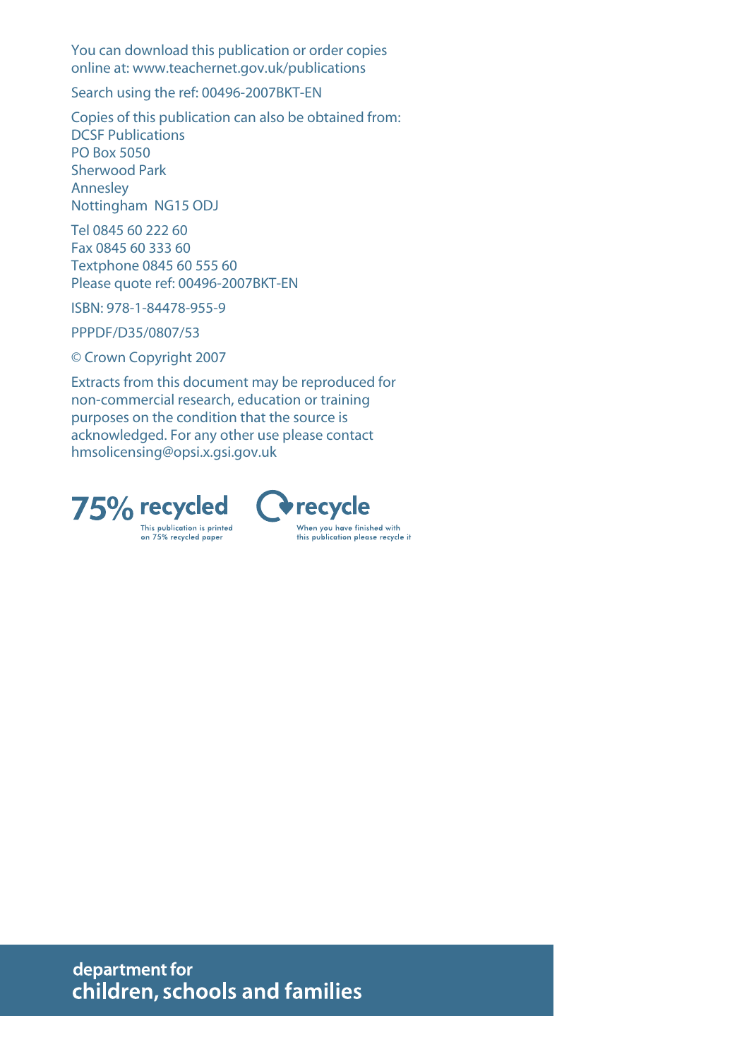You can download this publication or order copies online at: www.teachernet.gov.uk/publications

Search using the ref: 00496-2007BKT-EN

Copies of this publication can also be obtained from:
DCSF Publications
PO Box 5050
Sherwood Park
Annesley
Nottingham NG15 ODJ

Tel 0845 60 222 60
Fax 0845 60 333 60
Textphone 0845 60 555 60
Please quote ref: 00496-2007BKT-EN

ISBN: 978-1-84478-955-9

PPPDF/D35/0807/53

© Crown Copyright 2007

Extracts from this document may be reproduced for non-commercial research, education or training purposes on the condition that the source is acknowledged. For any other use please contact hmsolicensing@opsi.x.gsi.gov.uk

75% recycled
This publication is printed on 75% recycled paper

recycle
When you have finished with this publication please recycle it

department for
children, schools and families